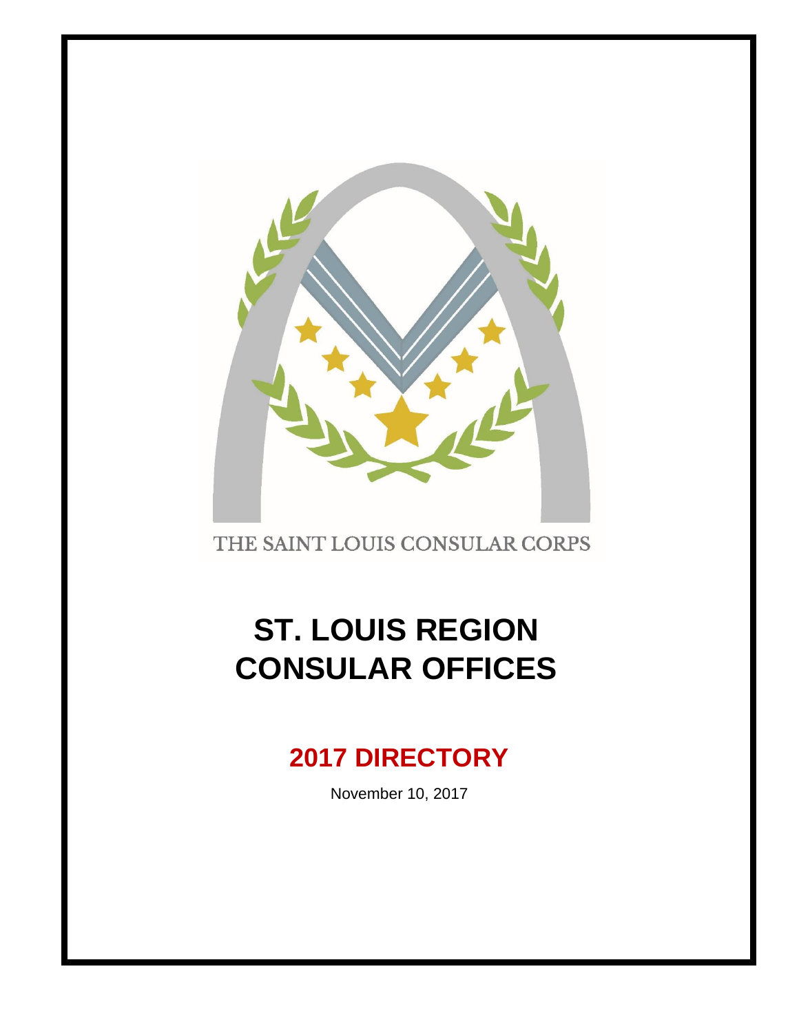THE SAINT LOUIS CONSULAR CORPS

# ST. LOUIS REGION CONSULAR OFFICES

## 2017 DIRECTORY

November 10, 2017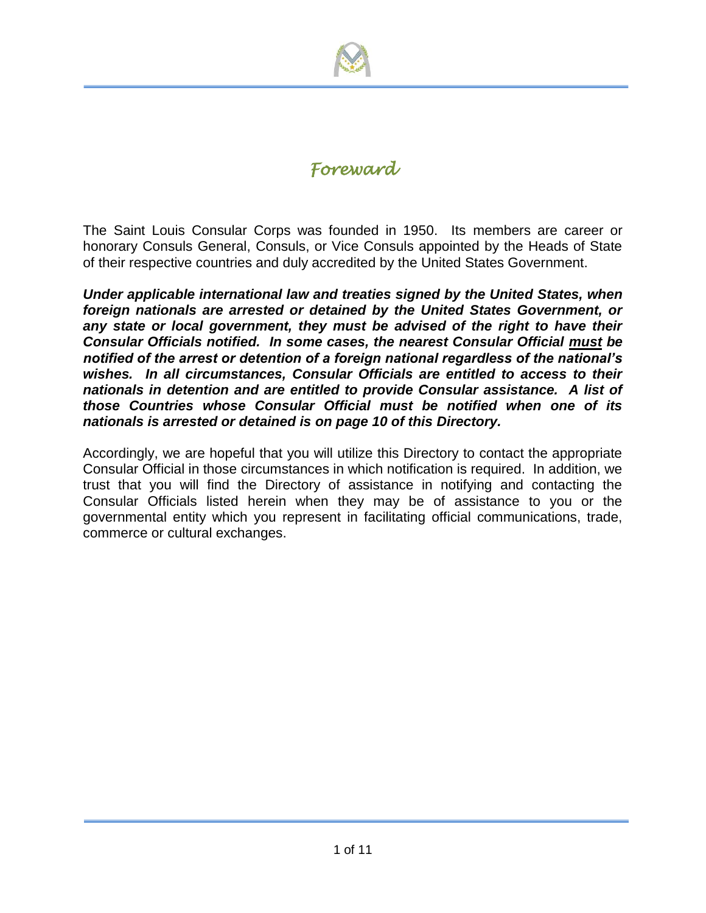# *Foreward*

The Saint Louis Consular Corps was founded in 1950. Its members are career or honorary Consuls General, Consuls, or Vice Consuls appointed by the Heads of State of their respective countries and duly accredited by the United States Government.

***Under applicable international law and treaties signed by the United States, when foreign nationals are arrested or detained by the United States Government, or any state or local government, they must be advised of the right to have their Consular Officials notified. In some cases, the nearest Consular Official must be notified of the arrest or detention of a foreign national regardless of the national's wishes. In all circumstances, Consular Officials are entitled to access to their nationals in detention and are entitled to provide Consular assistance. A list of those Countries whose Consular Official must be notified when one of its nationals is arrested or detained is on page 10 of this Directory.***

Accordingly, we are hopeful that you will utilize this Directory to contact the appropriate Consular Official in those circumstances in which notification is required. In addition, we trust that you will find the Directory of assistance in notifying and contacting the Consular Officials listed herein when they may be of assistance to you or the governmental entity which you represent in facilitating official communications, trade, commerce or cultural exchanges.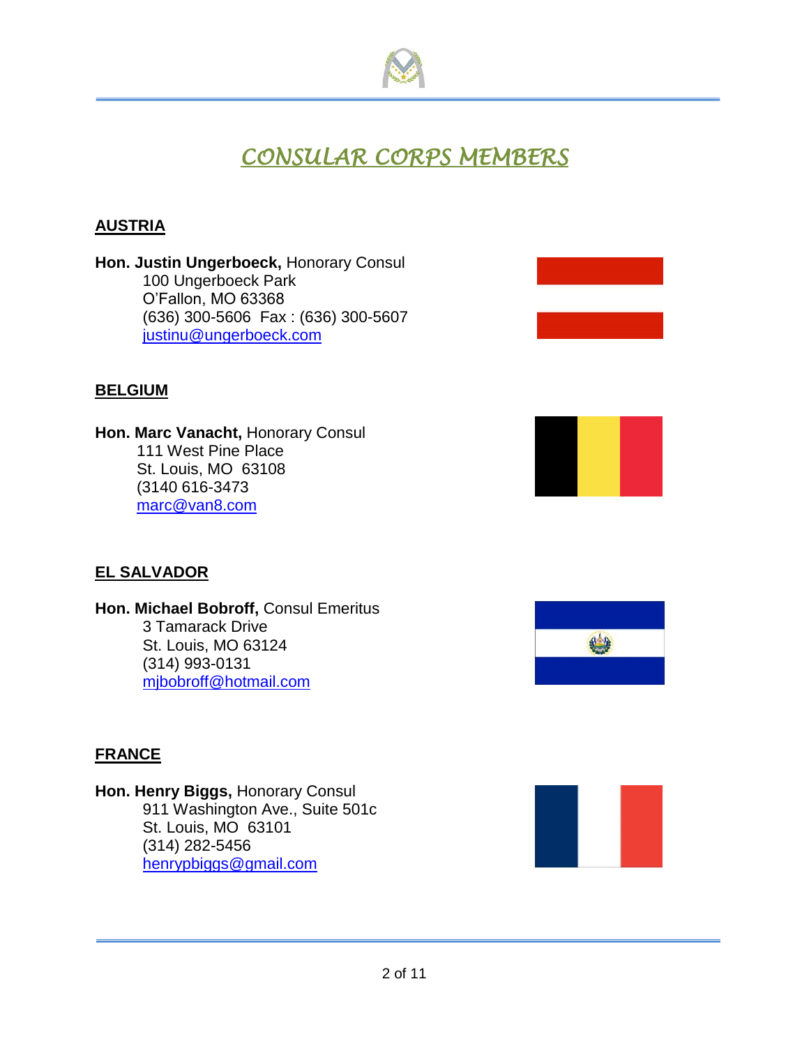# *CONSULAR CORPS MEMBERS*

## AUSTRIA

**Hon. Justin Ungerboeck,** Honorary Consul
100 Ungerboeck Park
O'Fallon, MO 63368
(636) 300-5606 Fax : (636) 300-5607
justinu@ungerboeck.com

## BELGIUM

**Hon. Marc Vanacht,** Honorary Consul
111 West Pine Place
St. Louis, MO 63108
(3140 616-3473
marc@van8.com

## EL SALVADOR

**Hon. Michael Bobroff,** Consul Emeritus
3 Tamarack Drive
St. Louis, MO 63124
(314) 993-0131
mjbobroff@hotmail.com

## FRANCE

**Hon. Henry Biggs,** Honorary Consul
911 Washington Ave., Suite 501c
St. Louis, MO 63101
(314) 282-5456
henrypbiggs@gmail.com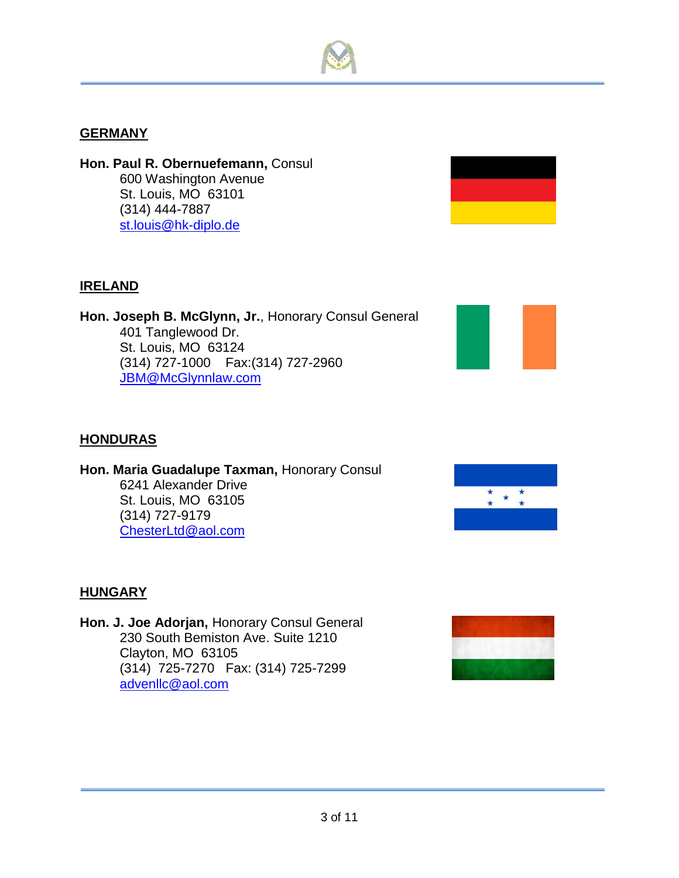## GERMANY

**Hon. Paul R. Obernuefemann,** Consul
600 Washington Avenue
St. Louis, MO 63101
(314) 444-7887
st.louis@hk-diplo.de

## IRELAND

**Hon. Joseph B. McGlynn, Jr.**, Honorary Consul General
401 Tanglewood Dr.
St. Louis, MO 63124
(314) 727-1000 Fax:(314) 727-2960
JBM@McGlynnlaw.com

## HONDURAS

**Hon. Maria Guadalupe Taxman,** Honorary Consul
6241 Alexander Drive
St. Louis, MO 63105
(314) 727-9179
ChesterLtd@aol.com

## HUNGARY

**Hon. J. Joe Adorjan,** Honorary Consul General
230 South Bemiston Ave. Suite 1210
Clayton, MO 63105
(314) 725-7270 Fax: (314) 725-7299
advenllc@aol.com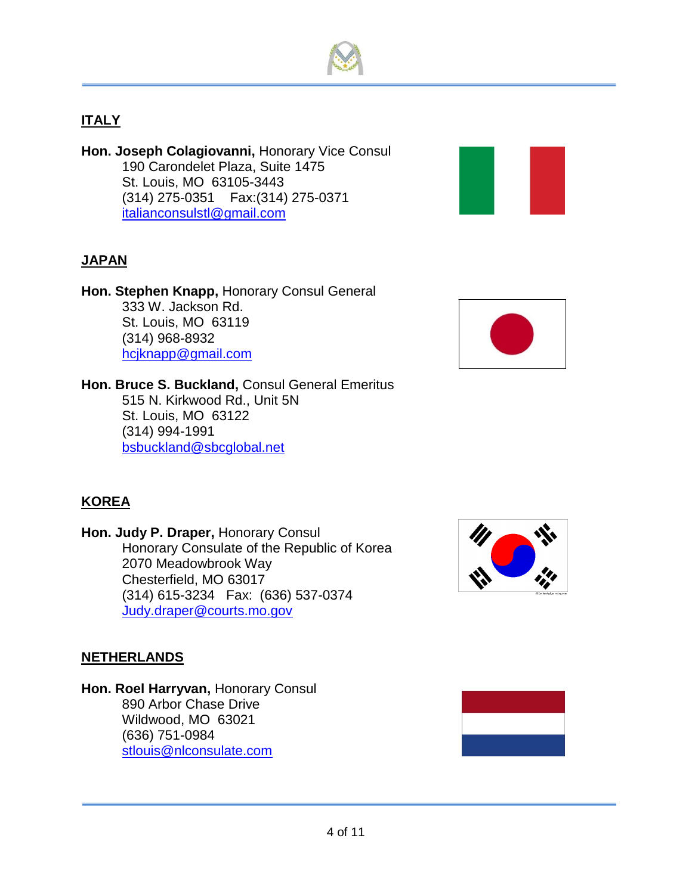## ITALY

**Hon. Joseph Colagiovanni,** Honorary Vice Consul
190 Carondelet Plaza, Suite 1475
St. Louis, MO 63105-3443
(314) 275-0351 Fax:(314) 275-0371
italianconsulstl@gmail.com

## JAPAN

**Hon. Stephen Knapp,** Honorary Consul General
333 W. Jackson Rd.
St. Louis, MO 63119
(314) 968-8932
hcjknapp@gmail.com

**Hon. Bruce S. Buckland,** Consul General Emeritus
515 N. Kirkwood Rd., Unit 5N
St. Louis, MO 63122
(314) 994-1991
bsbuckland@sbcglobal.net

## KOREA

**Hon. Judy P. Draper,** Honorary Consul
Honorary Consulate of the Republic of Korea
2070 Meadowbrook Way
Chesterfield, MO 63017
(314) 615-3234 Fax: (636) 537-0374
Judy.draper@courts.mo.gov

## NETHERLANDS

**Hon. Roel Harryvan,** Honorary Consul
890 Arbor Chase Drive
Wildwood, MO 63021
(636) 751-0984
stlouis@nlconsulate.com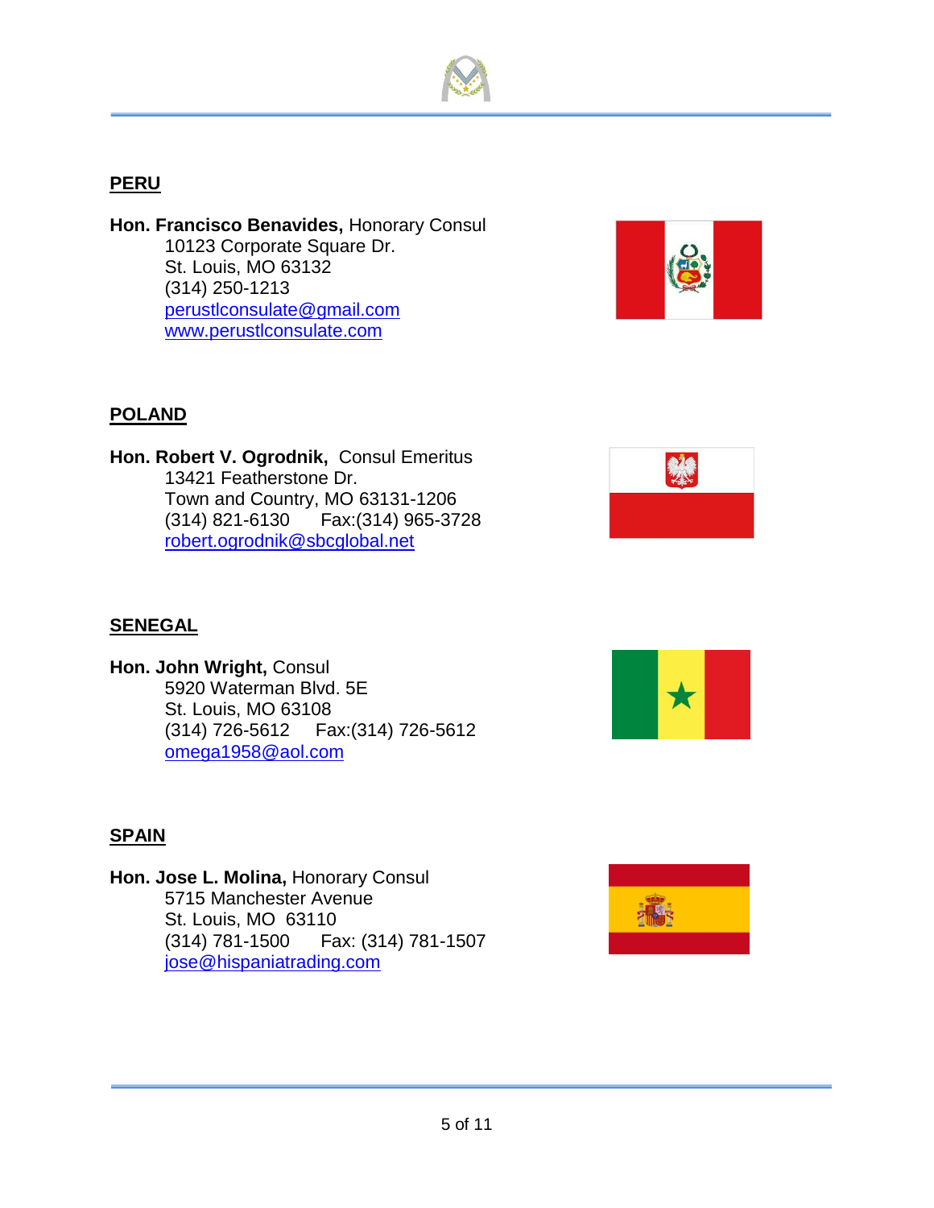## PERU

**Hon. Francisco Benavides,** Honorary Consul
10123 Corporate Square Dr.
St. Louis, MO 63132
(314) 250-1213
perustlconsulate@gmail.com
www.perustlconsulate.com

## POLAND

**Hon. Robert V. Ogrodnik,** Consul Emeritus
13421 Featherstone Dr.
Town and Country, MO 63131-1206
(314) 821-6130 Fax:(314) 965-3728
robert.ogrodnik@sbcglobal.net

## SENEGAL

**Hon. John Wright,** Consul
5920 Waterman Blvd. 5E
St. Louis, MO 63108
(314) 726-5612 Fax:(314) 726-5612
omega1958@aol.com

## SPAIN

**Hon. Jose L. Molina,** Honorary Consul
5715 Manchester Avenue
St. Louis, MO 63110
(314) 781-1500 Fax: (314) 781-1507
jose@hispaniatrading.com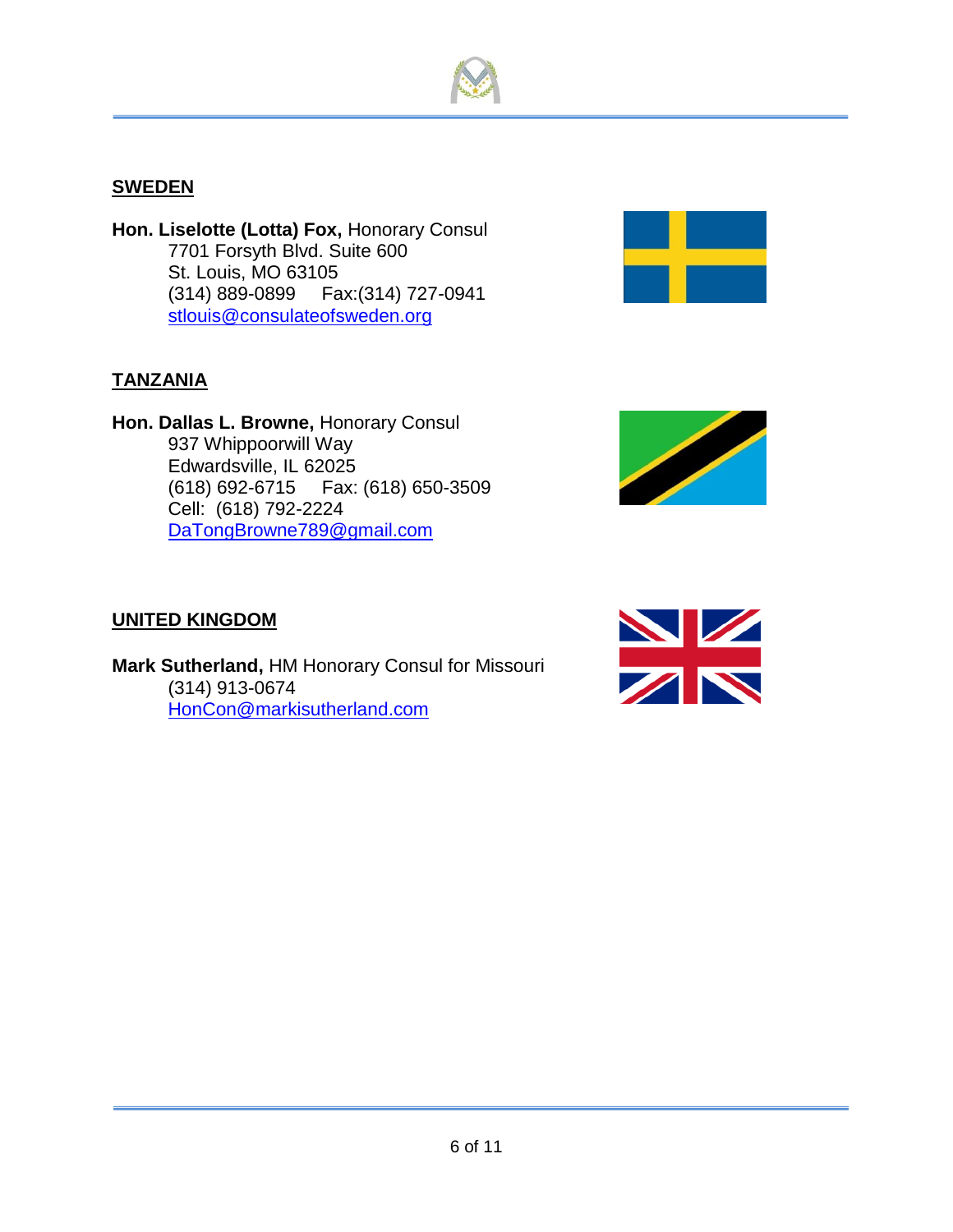## SWEDEN

**Hon. Liselotte (Lotta) Fox,** Honorary Consul
7701 Forsyth Blvd. Suite 600
St. Louis, MO 63105
(314) 889-0899 Fax:(314) 727-0941
stlouis@consulateofsweden.org

## TANZANIA

**Hon. Dallas L. Browne,** Honorary Consul
937 Whippoorwill Way
Edwardsville, IL 62025
(618) 692-6715 Fax: (618) 650-3509
Cell: (618) 792-2224
DaTongBrowne789@gmail.com

## UNITED KINGDOM

**Mark Sutherland,** HM Honorary Consul for Missouri
(314) 913-0674
HonCon@markisutherland.com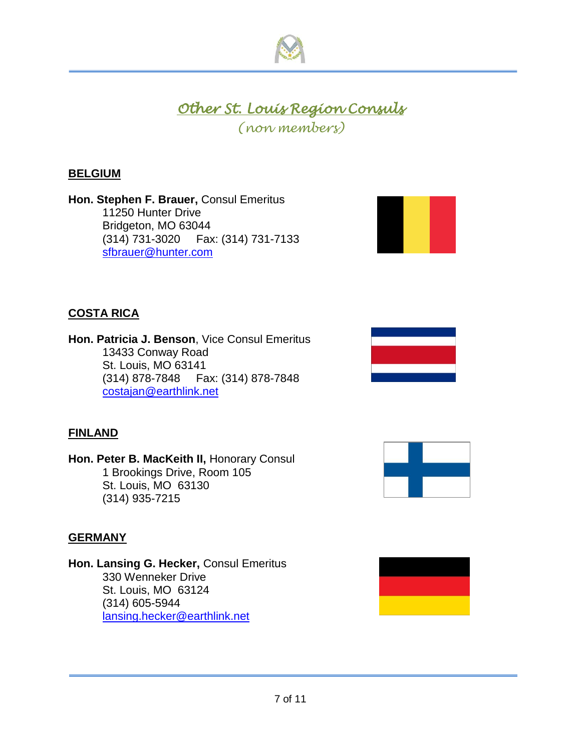# *Other St. Louis Region Consuls*

*(non members)*

## BELGIUM

**Hon. Stephen F. Brauer,** Consul Emeritus
11250 Hunter Drive
Bridgeton, MO 63044
(314) 731-3020 Fax: (314) 731-7133
sfbrauer@hunter.com

## COSTA RICA

**Hon. Patricia J. Benson**, Vice Consul Emeritus
13433 Conway Road
St. Louis, MO 63141
(314) 878-7848 Fax: (314) 878-7848
costajan@earthlink.net

## FINLAND

**Hon. Peter B. MacKeith II,** Honorary Consul
1 Brookings Drive, Room 105
St. Louis, MO 63130
(314) 935-7215

## GERMANY

**Hon. Lansing G. Hecker,** Consul Emeritus
330 Wenneker Drive
St. Louis, MO 63124
(314) 605-5944
lansing.hecker@earthlink.net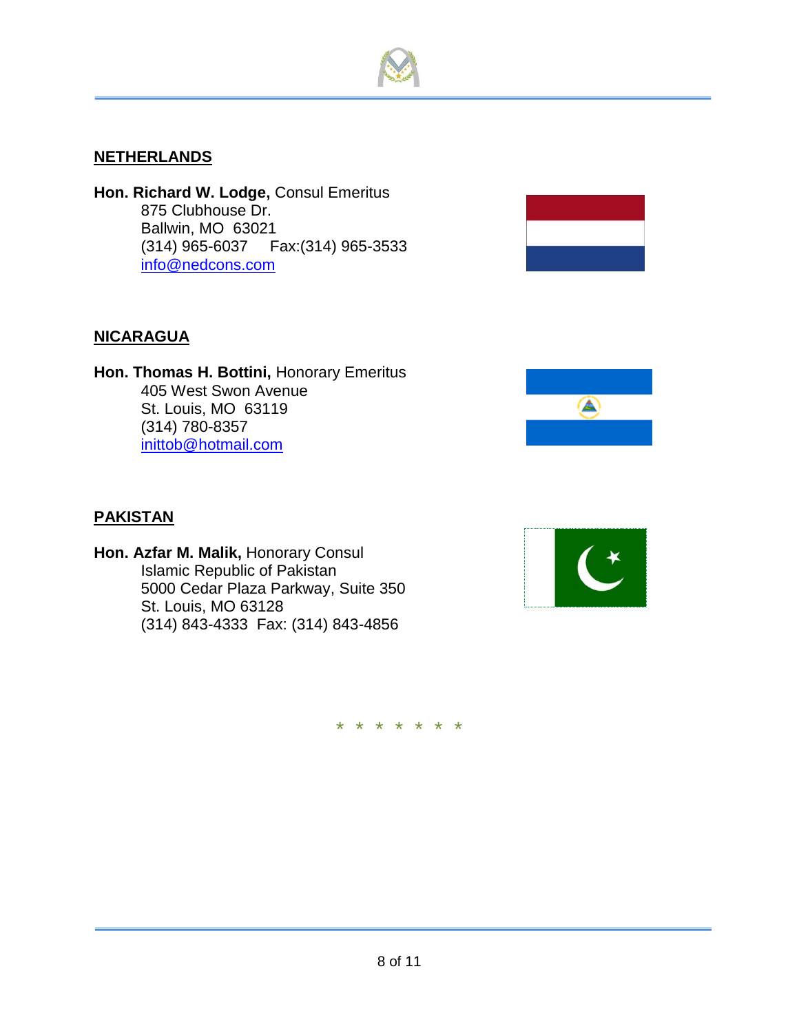## NETHERLANDS

**Hon. Richard W. Lodge,** Consul Emeritus
875 Clubhouse Dr.
Ballwin, MO 63021
(314) 965-6037 Fax:(314) 965-3533
info@nedcons.com

## NICARAGUA

**Hon. Thomas H. Bottini,** Honorary Emeritus
405 West Swon Avenue
St. Louis, MO 63119
(314) 780-8357
inittob@hotmail.com

## PAKISTAN

**Hon. Azfar M. Malik,** Honorary Consul
Islamic Republic of Pakistan
5000 Cedar Plaza Parkway, Suite 350
St. Louis, MO 63128
(314) 843-4333 Fax: (314) 843-4856

\* \* \* \* \* \* \*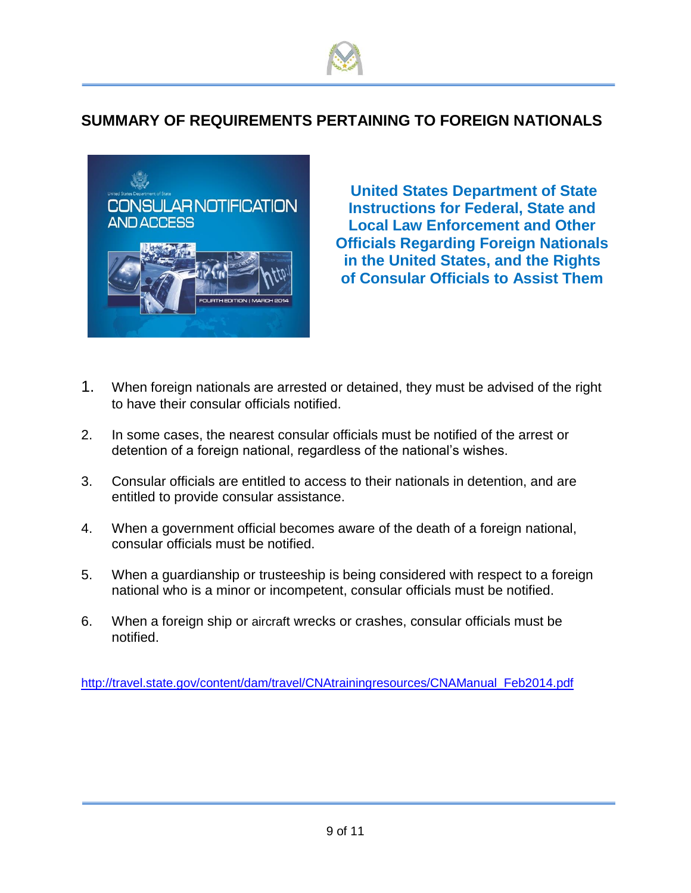## SUMMARY OF REQUIREMENTS PERTAINING TO FOREIGN NATIONALS

**United States Department of State Instructions for Federal, State and Local Law Enforcement and Other Officials Regarding Foreign Nationals in the United States, and the Rights of Consular Officials to Assist Them**

1. When foreign nationals are arrested or detained, they must be advised of the right to have their consular officials notified.
2. In some cases, the nearest consular officials must be notified of the arrest or detention of a foreign national, regardless of the national's wishes.
3. Consular officials are entitled to access to their nationals in detention, and are entitled to provide consular assistance.
4. When a government official becomes aware of the death of a foreign national, consular officials must be notified.
5. When a guardianship or trusteeship is being considered with respect to a foreign national who is a minor or incompetent, consular officials must be notified.
6. When a foreign ship or aircraft wrecks or crashes, consular officials must be notified.

http://travel.state.gov/content/dam/travel/CNAtrainingresources/CNAManual_Feb2014.pdf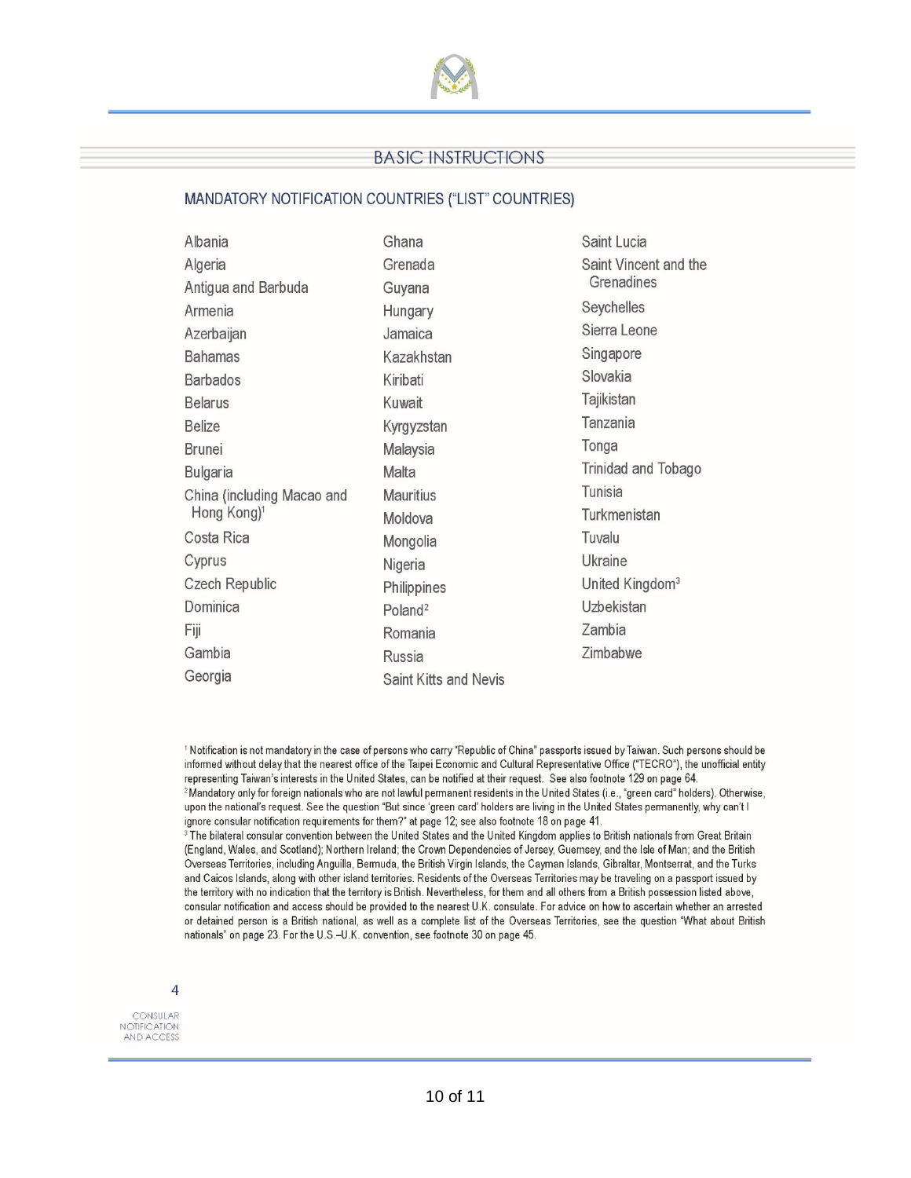## BASIC INSTRUCTIONS

### MANDATORY NOTIFICATION COUNTRIES ("LIST" COUNTRIES)

- Albania
- Algeria
- Antigua and Barbuda
- Armenia
- Azerbaijan
- Bahamas
- Barbados
- Belarus
- Belize
- Brunei
- Bulgaria
- China (including Macao and Hong Kong)[1]
- Costa Rica
- Cyprus
- Czech Republic
- Dominica
- Fiji
- Gambia
- Georgia
- Ghana
- Grenada
- Guyana
- Hungary
- Jamaica
- Kazakhstan
- Kiribati
- Kuwait
- Kyrgyzstan
- Malaysia
- Malta
- Mauritius
- Moldova
- Mongolia
- Nigeria
- Philippines
- Poland[2]
- Romania
- Russia
- Saint Kitts and Nevis
- Saint Lucia
- Saint Vincent and the Grenadines
- Seychelles
- Sierra Leone
- Singapore
- Slovakia
- Tajikistan
- Tanzania
- Tonga
- Trinidad and Tobago
- Tunisia
- Turkmenistan
- Tuvalu
- Ukraine
- United Kingdom[3]
- Uzbekistan
- Zambia
- Zimbabwe

[1] Notification is not mandatory in the case of persons who carry "Republic of China" passports issued by Taiwan. Such persons should be informed without delay that the nearest office of the Taipei Economic and Cultural Representative Office ("TECRO"), the unofficial entity representing Taiwan's interests in the United States, can be notified at their request. See also footnote 129 on page 64.

[2] Mandatory only for foreign nationals who are not lawful permanent residents in the United States (i.e., "green card" holders). Otherwise, upon the national's request. See the question "But since 'green card' holders are living in the United States permanently, why can't I ignore consular notification requirements for them?" at page 12; see also footnote 18 on page 41.

[3] The bilateral consular convention between the United States and the United Kingdom applies to British nationals from Great Britain (England, Wales, and Scotland); Northern Ireland; the Crown Dependencies of Jersey, Guernsey, and the Isle of Man; and the British Overseas Territories, including Anguilla, Bermuda, the British Virgin Islands, the Cayman Islands, Gibraltar, Montserrat, and the Turks and Caicos Islands, along with other island territories. Residents of the Overseas Territories may be traveling on a passport issued by the territory with no indication that the territory is British. Nevertheless, for them and all others from a British possession listed above, consular notification and access should be provided to the nearest U.K. consulate. For advice on how to ascertain whether an arrested or detained person is a British national, as well as a complete list of the Overseas Territories, see the question "What about British nationals" on page 23. For the U.S.–U.K. convention, see footnote 30 on page 45.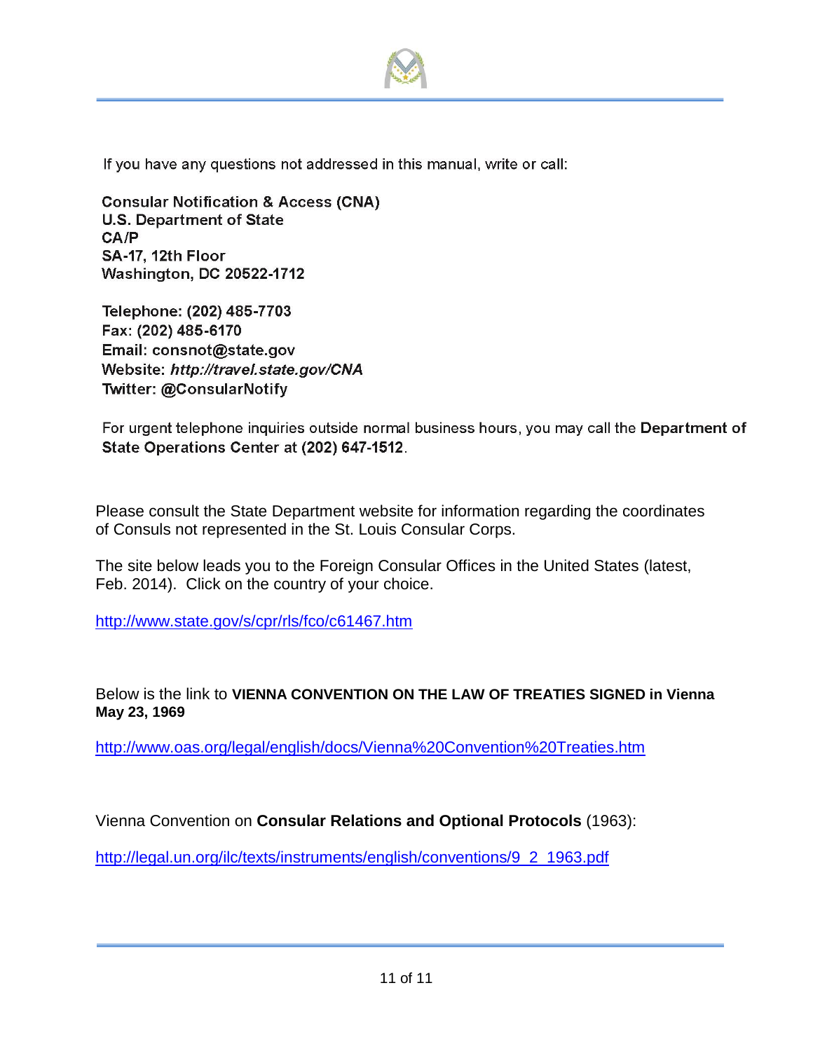If you have any questions not addressed in this manual, write or call:

**Consular Notification & Access (CNA)**
**U.S. Department of State**
**CA/P**
**SA-17, 12th Floor**
**Washington, DC 20522-1712**

**Telephone: (202) 485-7703**
**Fax: (202) 485-6170**
**Email: consnot@state.gov**
**Website: *http://travel.state.gov/CNA***
**Twitter: @ConsularNotify**

For urgent telephone inquiries outside normal business hours, you may call the **Department of State Operations Center at (202) 647-1512**.

Please consult the State Department website for information regarding the coordinates of Consuls not represented in the St. Louis Consular Corps.

The site below leads you to the Foreign Consular Offices in the United States (latest, Feb. 2014). Click on the country of your choice.

http://www.state.gov/s/cpr/rls/fco/c61467.htm

Below is the link to **VIENNA CONVENTION ON THE LAW OF TREATIES SIGNED in Vienna May 23, 1969**

http://www.oas.org/legal/english/docs/Vienna%20Convention%20Treaties.htm

Vienna Convention on **Consular Relations and Optional Protocols** (1963):

http://legal.un.org/ilc/texts/instruments/english/conventions/9_2_1963.pdf